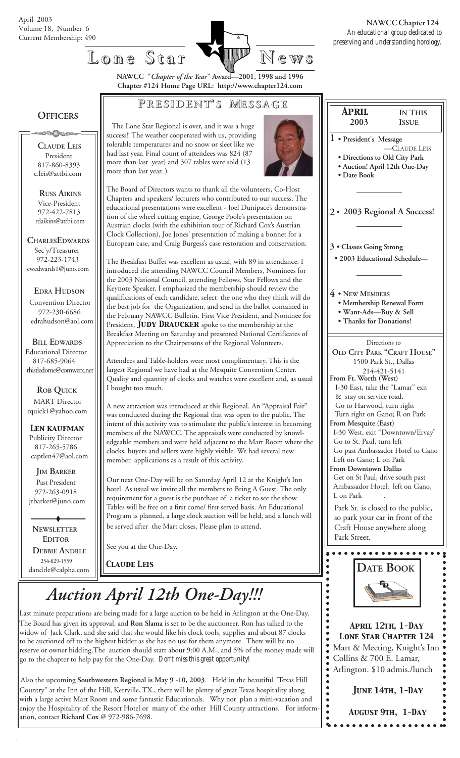April 2003
Volume 18, Number 6
Current Membership: 490

**NAWCC Chapter 124**
*An educational group dedicated to preserving and understanding horology.*

# Lone Star News

**NAWCC "*Chapter of the Year*" Award—2001, 1998 and 1996**
**Chapter #124 Home Page URL: http://www.chapter124.com**

## Officers

**Claude Leis**
President
817-860-8393
c.leis@attbi.com

**Russ Aikins**
Vice-President
972-422-7813
rdaikins@attbi.com

**Charles Edwards**
Sec'y/Treasurer
972-223-1743
cwedwards1@juno.com

**Edra Hudson**
Convention Director
972-230-6686
edrahudson@aol.com

**Bill Edwards**
Educational Director
817-685-9064
thistledome@comwerx.net

**Rob Quick**
MART Director
rquick1@yahoo.com

**Len Kaufman**
Publicity Director
817-265-5786
captlen47@aol.com

**Jim Barker**
Past President
972-263-0918
jrbarker@juno.com

**Newsletter Editor**
**Debbie Andrle**
254-829-1559
dandrle@calpha.com

## President's Message

The Lone Star Regional is over, and it was a huge success!! The weather cooperated with us, providing tolerable temperatures and no snow or sleet like we had last year. Final count of attendees was 824 (87 more than last year) and 307 tables were sold (13 more than last year..)

The Board of Directors wants to thank all the volunteers, Co-Host Chapters and speakers/ lecturers who contributed to our success. The educational presentations were excellent - Joel Dunipace's demonstration of the wheel cutting engine, George Poole's presentation on Austrian clocks (with the exhibition tour of Richard Cox's Austrian Clock Collection), Joe Jones' presentation of making a bonnet for a European case, and Craig Burgess's case restoration and conservation.

The Breakfast Buffet was excellent as usual, with 89 in attendance. I introduced the attending NAWCC Council Members, Nominees for the 2003 National Council, attending Fellows, Star Fellows and the Keynote Speaker. I emphasized the membership should review the qualifications of each candidate, select the one who they think will do the best job for the Organization, and send in the ballot contained in the February NAWCC Bulletin. First Vice President, and Nominee for President, **Judy Draucker** spoke to the membership at the Breakfast Meeting on Saturday and presented National Certificates of Appreciation to the Chairpersons of the Regional Volunteers.

Attendees and Table-holders were most complimentary. This is the largest Regional we have had at the Mesquite Convention Center. Quality and quantity of clocks and watches were excellent and, as usual I bought too much.

A new attraction was introduced at this Regional. An "Appraisal Fair" was conducted during the Regional that was open to the public. The intent of this activity was to stimulate the public's interest in becoming members of the NAWCC. The appraisals were conducted by knowledgeable members and were held adjacent to the Mart Room where the clocks, buyers and sellers were highly visible. We had several new member applications as a result of this activity.

Our next One-Day will be on Saturday April 12 at the Knight's Inn hotel. As usual we invite all the members to Bring A Guest. The only requirement for a guest is the purchase of a ticket to see the show. Tables will be free on a first come/ first served basis. An Educational Program is planned, a large clock auction will be held, and a lunch will be served after the Mart closes. Please plan to attend.

See you at the One-Day.

***Claude Leis***

## April 2003 — In This Issue

**1**
- President's Message —Claude Leis
- Directions to Old City Park
- Auction! April 12th One-Day
- Date Book

**2**
- 2003 Regional A Success!

**3**
- Classes Going Strong
- 2003 Educational Schedule—

**4**
- New Members
- Membership Renewal Form
- Want-Ads—Buy & Sell
- Thanks for Donations!

## Directions to Old City Park "Craft House"

1500 Park St., Dallas
214-421-5141

**From Ft. Worth (West)**
I-30 East, take the "Lamar" exit & stay on service road.
Go to Harwood, turn right
Turn right on Gano; R on Park

**From Mesquite (East)**
I-30 West, exit "Downtown/Ervay"
Go to St. Paul, turn left
Go past Ambassador Hotel to Gano
Left on Gano; L on Park

**From Downtown Dallas**
Get on St Paul, drive south past Ambassador Hotel; left on Gano, L on Park

Park St. is closed to the public, so park your car in front of the Craft House anywhere along Park Street.

# *Auction April 12th One-Day!!!*

Last minute preparations are being made for a large auction to be held in Arlington at the One-Day. The Board has given its approval, and **Ron Slama** is set to be the auctioneer. Ron has talked to the widow of Jack Clark, and she said that she would like his clock tools, supplies and about 87 clocks to be auctioned off to the highest bidder as she has no use for them anymore. There will be no reserve or owner bidding.The auction should start about 9:00 A.M., and 5% of the money made will go to the chapter to help pay for the One-Day. *Don't miss this great opportunity!*

Also the upcoming **Southwestern Regional is May 9 -10, 2003**. Held in the beautiful "Texas Hill Country" at the Inn of the Hill, Kerrville, TX., there will be plenty of great Texas hospitality along with a large active Mart Room and some fantastic Educationals. Why not plan a mini-vacation and enjoy the Hospitality of the Resort Hotel or many of the other Hill County attractions. For information, contact **Richard Cox** @ 972-986-7698.

## Date Book

***April 12th, 1-Day***
***Lone Star Chapter 124***
Mart & Meeting, Knight's Inn
Collins & 700 E. Lamar,
Arlington. $10 admis./lunch

***June 14th, 1-Day***

***August 9th, 1-Day***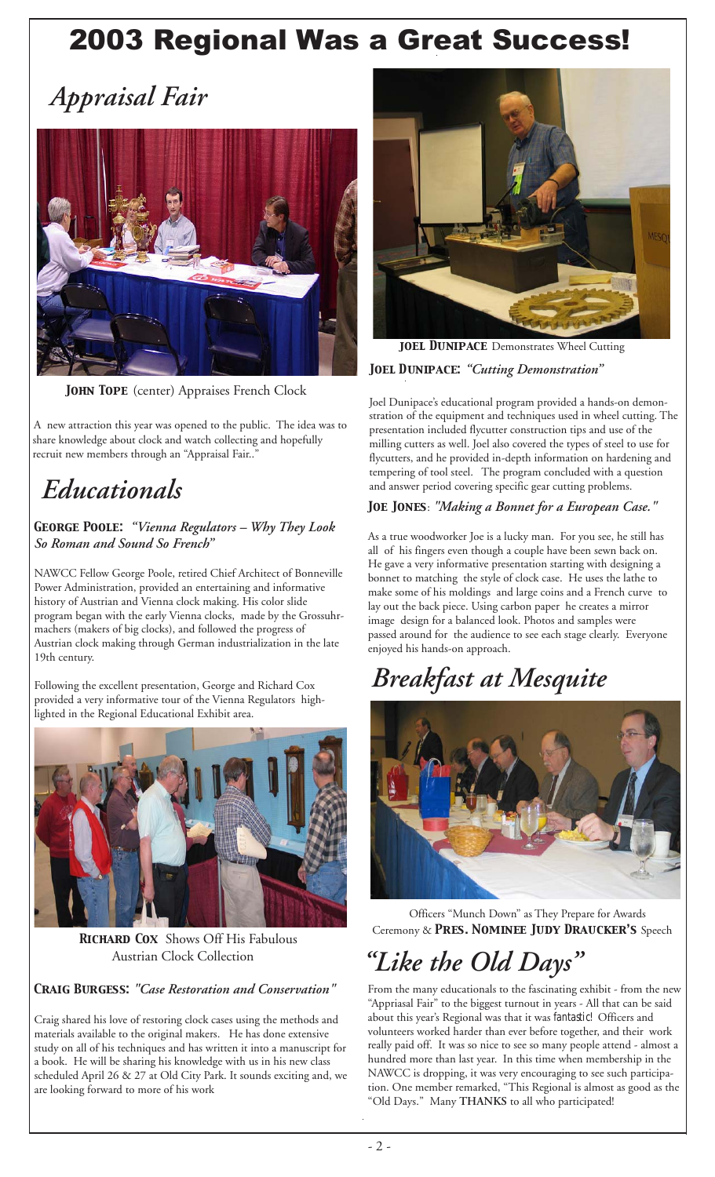# 2003 Regional Was a Great Success!

## *Appraisal Fair*

**JOHN TOPE** (center) Appraises French Clock

A new attraction this year was opened to the public. The idea was to share knowledge about clock and watch collecting and hopefully recruit new members through an "Appraisal Fair.."

## *Educationals*

### **GEORGE POOLE:** *"Vienna Regulators – Why They Look So Roman and Sound So French"*

NAWCC Fellow George Poole, retired Chief Architect of Bonneville Power Administration, provided an entertaining and informative history of Austrian and Vienna clock making. His color slide program began with the early Vienna clocks, made by the Grossuhrmachers (makers of big clocks), and followed the progress of Austrian clock making through German industrialization in the late 19th century.

Following the excellent presentation, George and Richard Cox provided a very informative tour of the Vienna Regulators highlighted in the Regional Educational Exhibit area.

**RICHARD COX** Shows Off His Fabulous Austrian Clock Collection

### **CRAIG BURGESS:** *"Case Restoration and Conservation"*

Craig shared his love of restoring clock cases using the methods and materials available to the original makers. He has done extensive study on all of his techniques and has written it into a manuscript for a book. He will be sharing his knowledge with us in his new class scheduled April 26 & 27 at Old City Park. It sounds exciting and, we are looking forward to more of his work

**JOEL DUNIPACE** Demonstrates Wheel Cutting

### **JOEL DUNIPACE:** *"Cutting Demonstration"*

Joel Dunipace's educational program provided a hands-on demonstration of the equipment and techniques used in wheel cutting. The presentation included flycutter construction tips and use of the milling cutters as well. Joel also covered the types of steel to use for flycutters, and he provided in-depth information on hardening and tempering of tool steel. The program concluded with a question and answer period covering specific gear cutting problems.

### **JOE JONES**: *"Making a Bonnet for a European Case."*

As a true woodworker Joe is a lucky man. For you see, he still has all of his fingers even though a couple have been sewn back on. He gave a very informative presentation starting with designing a bonnet to matching the style of clock case. He uses the lathe to make some of his moldings and large coins and a French curve to lay out the back piece. Using carbon paper he creates a mirror image design for a balanced look. Photos and samples were passed around for the audience to see each stage clearly. Everyone enjoyed his hands-on approach.

## *Breakfast at Mesquite*

Officers "Munch Down" as They Prepare for Awards Ceremony & **PRES. NOMINEE JUDY DRAUCKER'S** Speech

## *"Like the Old Days"*

From the many educationals to the fascinating exhibit - from the new "Appriasal Fair" to the biggest turnout in years - All that can be said about this year's Regional was that it was *fantastic!* Officers and volunteers worked harder than ever before together, and their work really paid off. It was so nice to see so many people attend - almost a hundred more than last year. In this time when membership in the NAWCC is dropping, it was very encouraging to see such participation. One member remarked, "This Regional is almost as good as the "Old Days." Many **THANKS** to all who participated!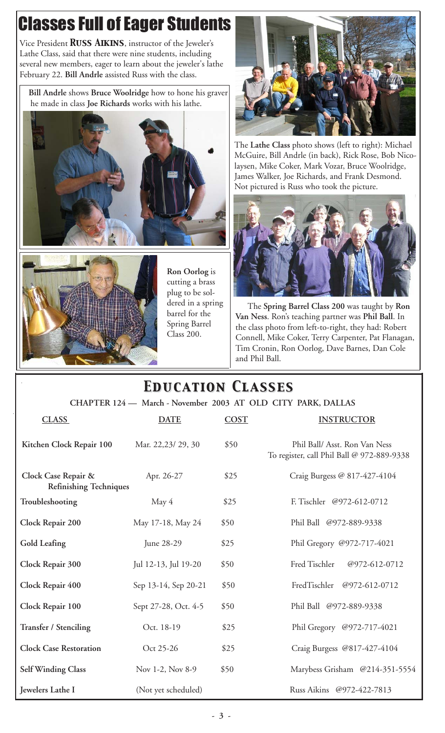# Classes Full of Eager Students

Vice President **RUSS AIKINS**, instructor of the Jeweler's Lathe Class, said that there were nine students, including several new members, eager to learn about the jeweler's lathe February 22. **Bill Andrle** assisted Russ with the class.

**Bill Andrle** shows **Bruce Woolridge** how to hone his graver he made in class **Joe Richards** works with his lathe.

**Ron Oorlog** is cutting a brass plug to be soldered in a spring barrel for the Spring Barrel Class 200.

The **Lathe Class** photo shows (left to right): Michael McGuire, Bill Andrle (in back), Rick Rose, Bob Nicolaysen, Mike Coker, Mark Vozar, Bruce Woolridge, James Walker, Joe Richards, and Frank Desmond. Not pictured is Russ who took the picture.

The **Spring Barrel Class 200** was taught by **Ron Van Ness**. Ron's teaching partner was **Phil Ball**. In the class photo from left-to-right, they had: Robert Connell, Mike Coker, Terry Carpenter, Pat Flanagan, Tim Cronin, Ron Oorlog, Dave Barnes, Dan Cole and Phil Ball.

# EDUCATION CLASSES

**CHAPTER 124 — March - November 2003 AT OLD CITY PARK, DALLAS**

| CLASS | DATE | COST | INSTRUCTOR |
|---|---|---|---|
| **Kitchen Clock Repair 100** | Mar. 22,23/ 29, 30 | $50 | Phil Ball/ Asst. Ron Van Ness<br>To register, call Phil Ball @ 972-889-9338 |
| **Clock Case Repair & Refinishing Techniques** | Apr. 26-27 | $25 | Craig Burgess @ 817-427-4104 |
| **Troubleshooting** | May 4 | $25 | F. Tischler @972-612-0712 |
| **Clock Repair 200** | May 17-18, May 24 | $50 | Phil Ball @972-889-9338 |
| **Gold Leafing** | June 28-29 | $25 | Phil Gregory @972-717-4021 |
| **Clock Repair 300** | Jul 12-13, Jul 19-20 | $50 | Fred Tischler @972-612-0712 |
| **Clock Repair 400** | Sep 13-14, Sep 20-21 | $50 | FredTischler @972-612-0712 |
| **Clock Repair 100** | Sept 27-28, Oct. 4-5 | $50 | Phil Ball @972-889-9338 |
| **Transfer / Stenciling** | Oct. 18-19 | $25 | Phil Gregory @972-717-4021 |
| **Clock Case Restoration** | Oct 25-26 | $25 | Craig Burgess @817-427-4104 |
| **Self Winding Class** | Nov 1-2, Nov 8-9 | $50 | Marybess Grisham @214-351-5554 |
| **Jewelers Lathe I** | (Not yet scheduled) | | Russ Aikins @972-422-7813 |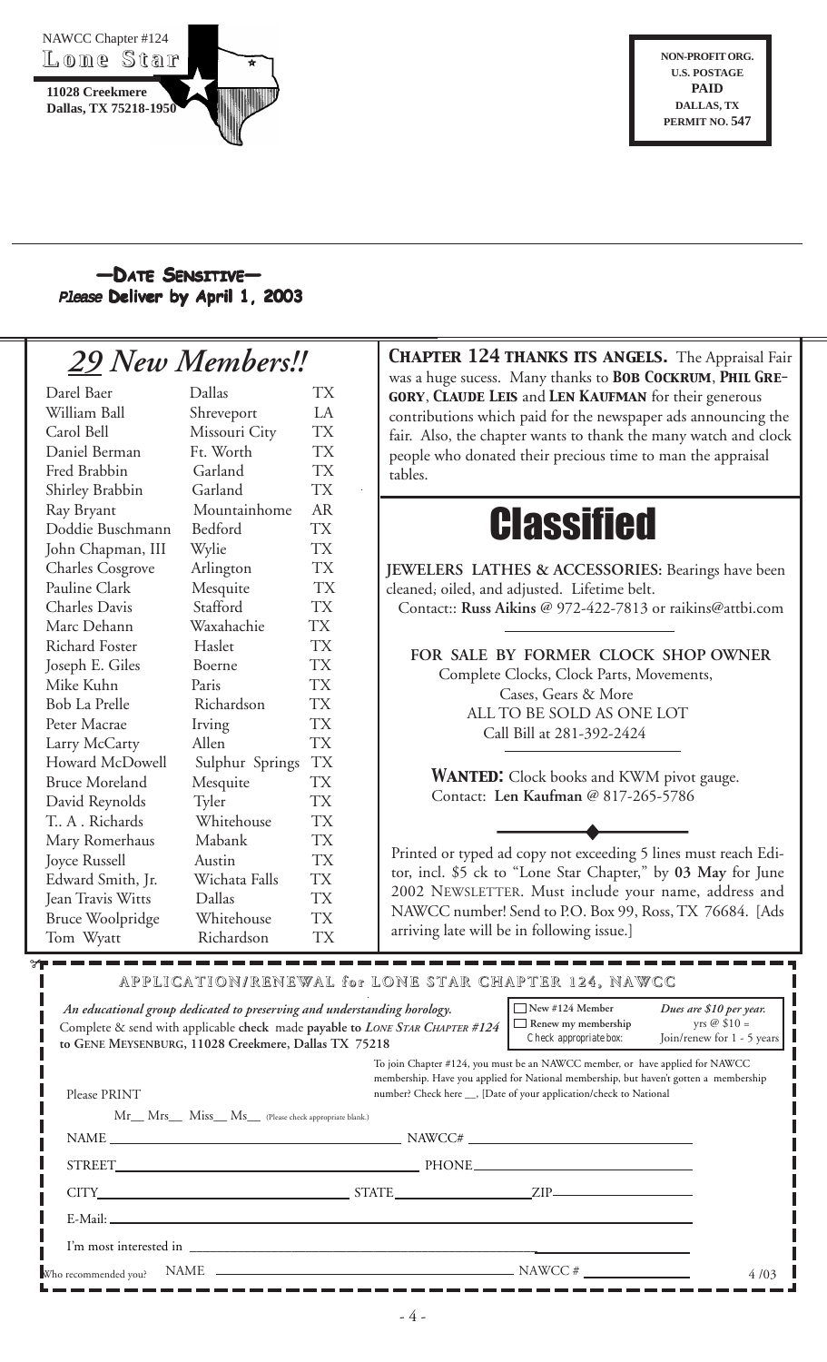NAWCC Chapter #124
Lone Star
11028 Creekmere
Dallas, TX 75218-1950

NON-PROFIT ORG.
U.S. POSTAGE
PAID
DALLAS, TX
PERMIT NO. 547

**—DATE SENSITIVE—**
***Please* Deliver by April 1, 2003**

## *29 New Members!!*

| | | |
|---|---|---|
| Darel Baer | Dallas | TX |
| William Ball | Shreveport | LA |
| Carol Bell | Missouri City | TX |
| Daniel Berman | Ft. Worth | TX |
| Fred Brabbin | Garland | TX |
| Shirley Brabbin | Garland | TX |
| Ray Bryant | Mountainhome | AR |
| Doddie Buschmann | Bedford | TX |
| John Chapman, III | Wylie | TX |
| Charles Cosgrove | Arlington | TX |
| Pauline Clark | Mesquite | TX |
| Charles Davis | Stafford | TX |
| Marc Dehann | Waxahachie | TX |
| Richard Foster | Haslet | TX |
| Joseph E. Giles | Boerne | TX |
| Mike Kuhn | Paris | TX |
| Bob La Prelle | Richardson | TX |
| Peter Macrae | Irving | TX |
| Larry McCarty | Allen | TX |
| Howard McDowell | Sulphur Springs | TX |
| Bruce Moreland | Mesquite | TX |
| David Reynolds | Tyler | TX |
| T.. A . Richards | Whitehouse | TX |
| Mary Romerhaus | Mabank | TX |
| Joyce Russell | Austin | TX |
| Edward Smith, Jr. | Wichata Falls | TX |
| Jean Travis Witts | Dallas | TX |
| Bruce Woolpridge | Whitehouse | TX |
| Tom Wyatt | Richardson | TX |

***CHAPTER 124 THANKS ITS ANGELS.*** The Appraisal Fair was a huge sucess. Many thanks to ***BOB COCKRUM***, ***PHIL GREGORY***, ***CLAUDE LEIS*** and ***LEN KAUFMAN*** for their generous contributions which paid for the newspaper ads announcing the fair. Also, the chapter wants to thank the many watch and clock people who donated their precious time to man the appraisal tables.

# Classified

**JEWELERS LATHES & ACCESSORIES:** Bearings have been cleaned; oiled, and adjusted. Lifetime belt.
Contact:: **Russ Aikins** @ 972-422-7813 or raikins@attbi.com

**FOR SALE BY FORMER CLOCK SHOP OWNER**
Complete Clocks, Clock Parts, Movements,
Cases, Gears & More
ALL TO BE SOLD AS ONE LOT
Call Bill at 281-392-2424

***WANTED:*** Clock books and KWM pivot gauge.
Contact: **Len Kaufman** @ 817-265-5786

Printed or typed ad copy not exceeding 5 lines must reach Editor, incl. $5 ck to "Lone Star Chapter," by **03 May** for June 2002 NEWSLETTER. Must include your name, address and NAWCC number! Send to P.O. Box 99, Ross, TX 76684. [Ads arriving late will be in following issue.]

---

### APPLICATION/RENEWAL for LONE STAR CHAPTER 124, NAWCC

*An educational group dedicated to preserving and understanding horology.*
Complete & send with applicable **check** made **payable to** ***LONE STAR CHAPTER #124*** **to GENE MEYSENBURG, 11028 Creekmere, Dallas TX 75218**

☐ New #124 Member
☐ Renew my membership
*Check appropriate box:*

*Dues are $10 per year.*
yrs @ $10 =
Join/renew for 1 - 5 years

To join Chapter #124, you must be an NAWCC member, or have applied for NAWCC membership. Have you applied for National membership, but haven't gotten a membership number? Check here __, [Date of your application/check to National

Please PRINT

Mr__ Mrs__ Miss__ Ms__ (Please check appropriate blank.)

NAME ____________________ NAWCC# ____________________

STREET ____________________ PHONE ____________________

CITY ____________________ STATE ____________ ZIP ____________

E-Mail: ____________________

I'm most interested in ____________________

Who recommended you? NAME ____________________ NAWCC # ____________

4 /03